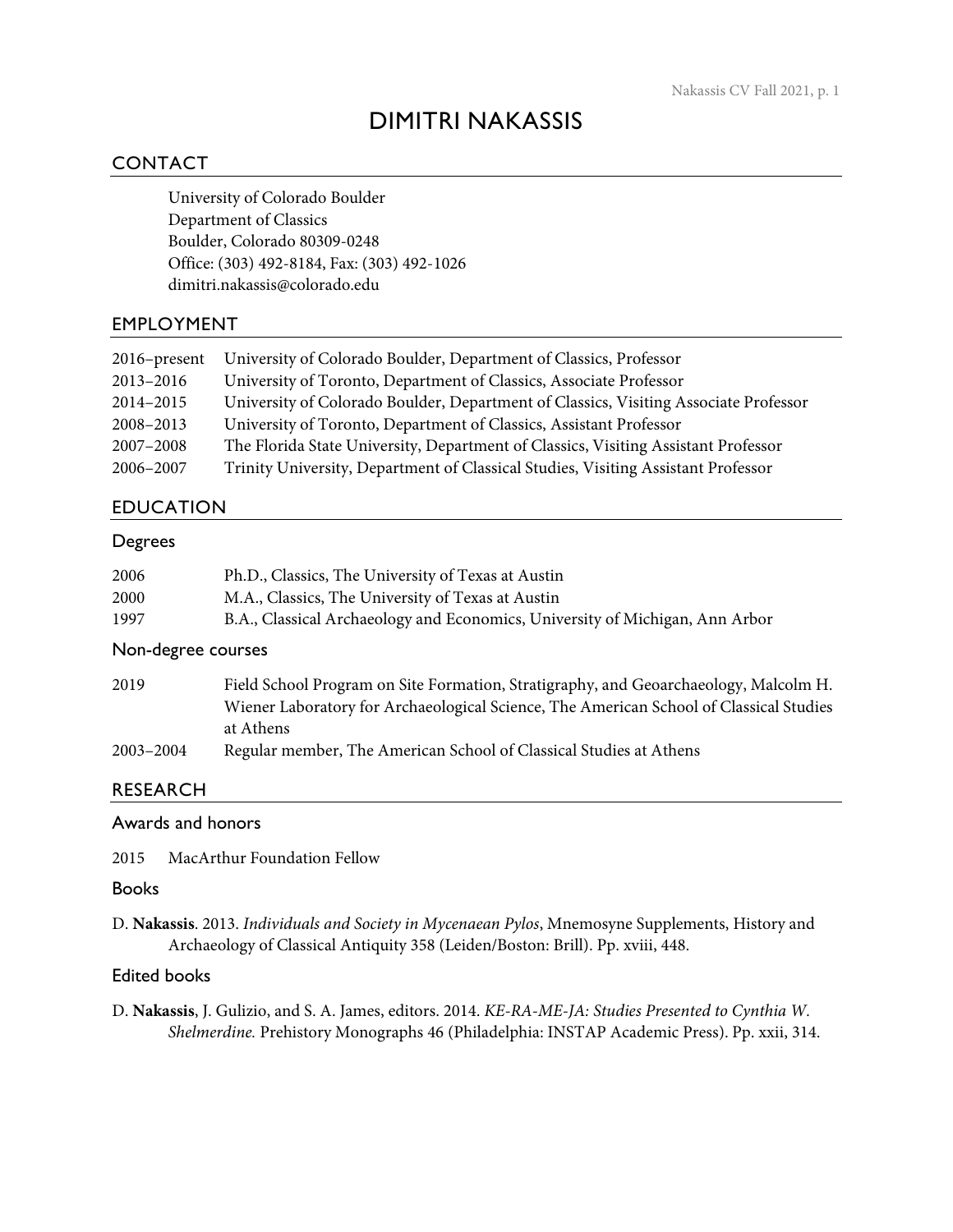# DIMITRI NAKASSIS

## CONTACT

University of Colorado Boulder
Department of Classics
Boulder, Colorado 80309-0248
Office: (303) 492-8184, Fax: (303) 492-1026
dimitri.nakassis@colorado.edu

## EMPLOYMENT

| | |
|---|---|
| 2016–present | University of Colorado Boulder, Department of Classics, Professor |
| 2013–2016 | University of Toronto, Department of Classics, Associate Professor |
| 2014–2015 | University of Colorado Boulder, Department of Classics, Visiting Associate Professor |
| 2008–2013 | University of Toronto, Department of Classics, Assistant Professor |
| 2007–2008 | The Florida State University, Department of Classics, Visiting Assistant Professor |
| 2006–2007 | Trinity University, Department of Classical Studies, Visiting Assistant Professor |

## EDUCATION

### Degrees

| | |
|---|---|
| 2006 | Ph.D., Classics, The University of Texas at Austin |
| 2000 | M.A., Classics, The University of Texas at Austin |
| 1997 | B.A., Classical Archaeology and Economics, University of Michigan, Ann Arbor |

### Non-degree courses

| | |
|---|---|
| 2019 | Field School Program on Site Formation, Stratigraphy, and Geoarchaeology, Malcolm H. Wiener Laboratory for Archaeological Science, The American School of Classical Studies at Athens |
| 2003–2004 | Regular member, The American School of Classical Studies at Athens |

## RESEARCH

### Awards and honors

2015 MacArthur Foundation Fellow

### Books

D. **Nakassis**. 2013. *Individuals and Society in Mycenaean Pylos*, Mnemosyne Supplements, History and Archaeology of Classical Antiquity 358 (Leiden/Boston: Brill). Pp. xviii, 448.

### Edited books

D. **Nakassis**, J. Gulizio, and S. A. James, editors. 2014. *KE-RA-ME-JA: Studies Presented to Cynthia W. Shelmerdine.* Prehistory Monographs 46 (Philadelphia: INSTAP Academic Press). Pp. xxii, 314.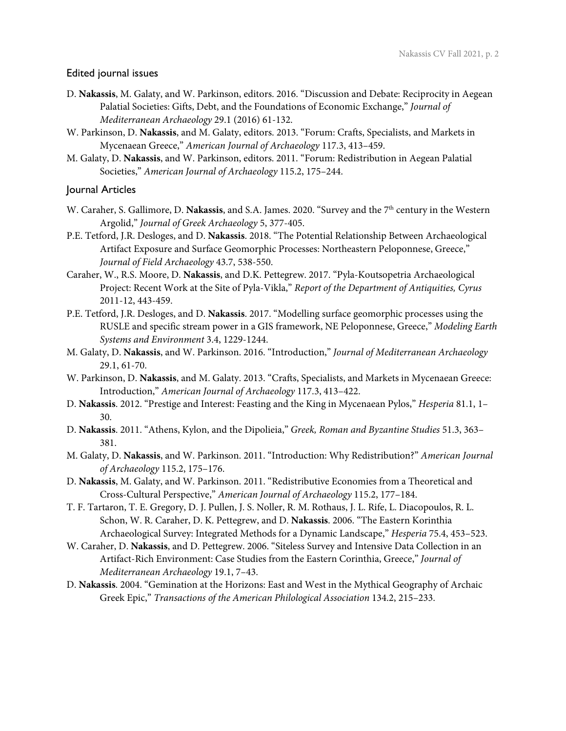## Edited journal issues

D. **Nakassis**, M. Galaty, and W. Parkinson, editors. 2016. "Discussion and Debate: Reciprocity in Aegean Palatial Societies: Gifts, Debt, and the Foundations of Economic Exchange," *Journal of Mediterranean Archaeology* 29.1 (2016) 61-132.

W. Parkinson, D. **Nakassis**, and M. Galaty, editors. 2013. "Forum: Crafts, Specialists, and Markets in Mycenaean Greece," *American Journal of Archaeology* 117.3, 413–459.

M. Galaty, D. **Nakassis**, and W. Parkinson, editors. 2011. "Forum: Redistribution in Aegean Palatial Societies," *American Journal of Archaeology* 115.2, 175–244.

## Journal Articles

W. Caraher, S. Gallimore, D. **Nakassis**, and S.A. James. 2020. "Survey and the 7th century in the Western Argolid," *Journal of Greek Archaeology* 5, 377-405.

P.E. Tetford, J.R. Desloges, and D. **Nakassis**. 2018. "The Potential Relationship Between Archaeological Artifact Exposure and Surface Geomorphic Processes: Northeastern Peloponnese, Greece," *Journal of Field Archaeology* 43.7, 538-550.

Caraher, W., R.S. Moore, D. **Nakassis**, and D.K. Pettegrew. 2017. "Pyla-Koutsopetria Archaeological Project: Recent Work at the Site of Pyla-Vikla," *Report of the Department of Antiquities, Cyrus* 2011-12, 443-459.

P.E. Tetford, J.R. Desloges, and D. **Nakassis**. 2017. "Modelling surface geomorphic processes using the RUSLE and specific stream power in a GIS framework, NE Peloponnese, Greece," *Modeling Earth Systems and Environment* 3.4, 1229-1244.

M. Galaty, D. **Nakassis**, and W. Parkinson. 2016. "Introduction," *Journal of Mediterranean Archaeology* 29.1, 61-70.

W. Parkinson, D. **Nakassis**, and M. Galaty. 2013. "Crafts, Specialists, and Markets in Mycenaean Greece: Introduction," *American Journal of Archaeology* 117.3, 413–422.

D. **Nakassis**. 2012. "Prestige and Interest: Feasting and the King in Mycenaean Pylos," *Hesperia* 81.1, 1–30.

D. **Nakassis**. 2011. "Athens, Kylon, and the Dipolieia," *Greek, Roman and Byzantine Studies* 51.3, 363–381.

M. Galaty, D. **Nakassis**, and W. Parkinson. 2011. "Introduction: Why Redistribution?" *American Journal of Archaeology* 115.2, 175–176.

D. **Nakassis**, M. Galaty, and W. Parkinson. 2011. "Redistributive Economies from a Theoretical and Cross-Cultural Perspective," *American Journal of Archaeology* 115.2, 177–184.

T. F. Tartaron, T. E. Gregory, D. J. Pullen, J. S. Noller, R. M. Rothaus, J. L. Rife, L. Diacopoulos, R. L. Schon, W. R. Caraher, D. K. Pettegrew, and D. **Nakassis**. 2006. "The Eastern Korinthia Archaeological Survey: Integrated Methods for a Dynamic Landscape," *Hesperia* 75.4, 453–523.

W. Caraher, D. **Nakassis**, and D. Pettegrew. 2006. "Siteless Survey and Intensive Data Collection in an Artifact-Rich Environment: Case Studies from the Eastern Corinthia, Greece," *Journal of Mediterranean Archaeology* 19.1, 7–43.

D. **Nakassis**. 2004. "Gemination at the Horizons: East and West in the Mythical Geography of Archaic Greek Epic," *Transactions of the American Philological Association* 134.2, 215–233.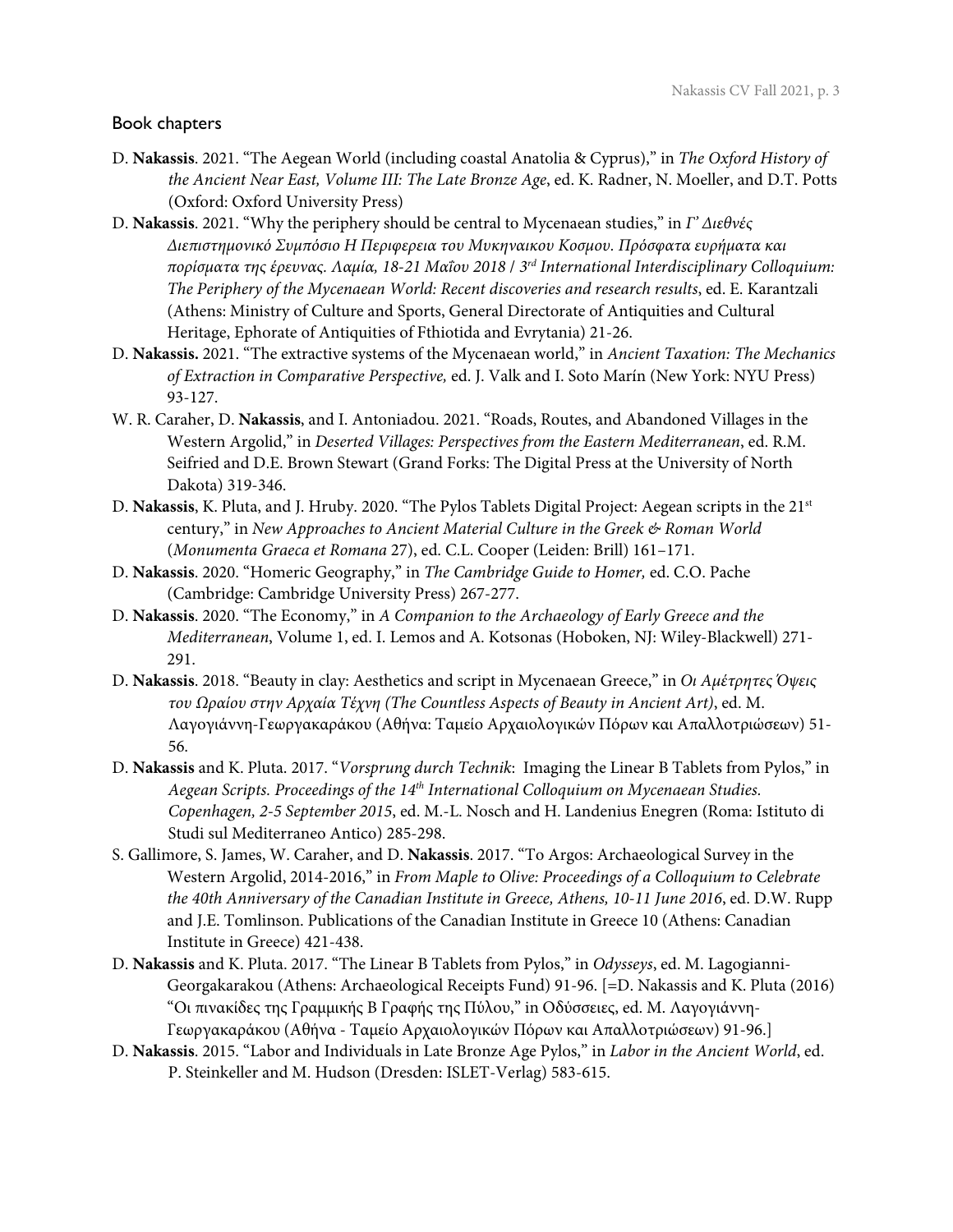## Book chapters

D. **Nakassis**. 2021. "The Aegean World (including coastal Anatolia & Cyprus)," in *The Oxford History of the Ancient Near East, Volume III: The Late Bronze Age*, ed. K. Radner, N. Moeller, and D.T. Potts (Oxford: Oxford University Press)

D. **Nakassis**. 2021. "Why the periphery should be central to Mycenaean studies," in *Γ' Διεθνές Διεπιστημονικό Συμπόσιο Η Περιφερεια του Μυκηναικου Κοσμου. Πρόσφατα ευρήματα και πορίσματα της έρευνας. Λαμία, 18-21 Μαΐου 2018 / 3rd International Interdisciplinary Colloquium: The Periphery of the Mycenaean World: Recent discoveries and research results*, ed. E. Karantzali (Athens: Ministry of Culture and Sports, General Directorate of Antiquities and Cultural Heritage, Ephorate of Antiquities of Fthiotida and Evrytania) 21-26.

D. **Nakassis.** 2021. "The extractive systems of the Mycenaean world," in *Ancient Taxation: The Mechanics of Extraction in Comparative Perspective,* ed. J. Valk and I. Soto Marín (New York: NYU Press) 93-127.

W. R. Caraher, D. **Nakassis**, and I. Antoniadou. 2021. "Roads, Routes, and Abandoned Villages in the Western Argolid," in *Deserted Villages: Perspectives from the Eastern Mediterranean*, ed. R.M. Seifried and D.E. Brown Stewart (Grand Forks: The Digital Press at the University of North Dakota) 319-346.

D. **Nakassis**, K. Pluta, and J. Hruby. 2020. "The Pylos Tablets Digital Project: Aegean scripts in the 21st century," in *New Approaches to Ancient Material Culture in the Greek & Roman World* (*Monumenta Graeca et Romana* 27), ed. C.L. Cooper (Leiden: Brill) 161–171.

D. **Nakassis**. 2020. "Homeric Geography," in *The Cambridge Guide to Homer,* ed. C.O. Pache (Cambridge: Cambridge University Press) 267-277.

D. **Nakassis**. 2020. "The Economy," in *A Companion to the Archaeology of Early Greece and the Mediterranean*, Volume 1, ed. I. Lemos and A. Kotsonas (Hoboken, NJ: Wiley-Blackwell) 271-291.

D. **Nakassis**. 2018. "Beauty in clay: Aesthetics and script in Mycenaean Greece," in *Οι Αμέτρητες Όψεις του Ωραίου στην Αρχαία Τέχνη (The Countless Aspects of Beauty in Ancient Art)*, ed. M. Λαγογιάννη-Γεωργακαράκου (Αθήνα: Ταμείο Αρχαιολογικών Πόρων και Απαλλοτριώσεων) 51-56.

D. **Nakassis** and K. Pluta. 2017. "*Vorsprung durch Technik*: Imaging the Linear B Tablets from Pylos," in *Aegean Scripts. Proceedings of the 14th International Colloquium on Mycenaean Studies. Copenhagen, 2-5 September 2015*, ed. M.-L. Nosch and H. Landenius Enegren (Roma: Istituto di Studi sul Mediterraneo Antico) 285-298.

S. Gallimore, S. James, W. Caraher, and D. **Nakassis**. 2017. "To Argos: Archaeological Survey in the Western Argolid, 2014-2016," in *From Maple to Olive: Proceedings of a Colloquium to Celebrate the 40th Anniversary of the Canadian Institute in Greece, Athens, 10-11 June 2016*, ed. D.W. Rupp and J.E. Tomlinson. Publications of the Canadian Institute in Greece 10 (Athens: Canadian Institute in Greece) 421-438.

D. **Nakassis** and K. Pluta. 2017. "The Linear B Tablets from Pylos," in *Odysseys*, ed. M. Lagogianni-Georgakarakou (Athens: Archaeological Receipts Fund) 91-96. [=D. Nakassis and K. Pluta (2016) "Οι πινακίδες της Γραμμικής Β Γραφής της Πύλου," in Οδύσσειες, ed. M. Λαγογιάννη-Γεωργακαράκου (Αθήνα - Ταμείο Αρχαιολογικών Πόρων και Απαλλοτριώσεων) 91-96.]

D. **Nakassis**. 2015. "Labor and Individuals in Late Bronze Age Pylos," in *Labor in the Ancient World*, ed. P. Steinkeller and M. Hudson (Dresden: ISLET-Verlag) 583-615.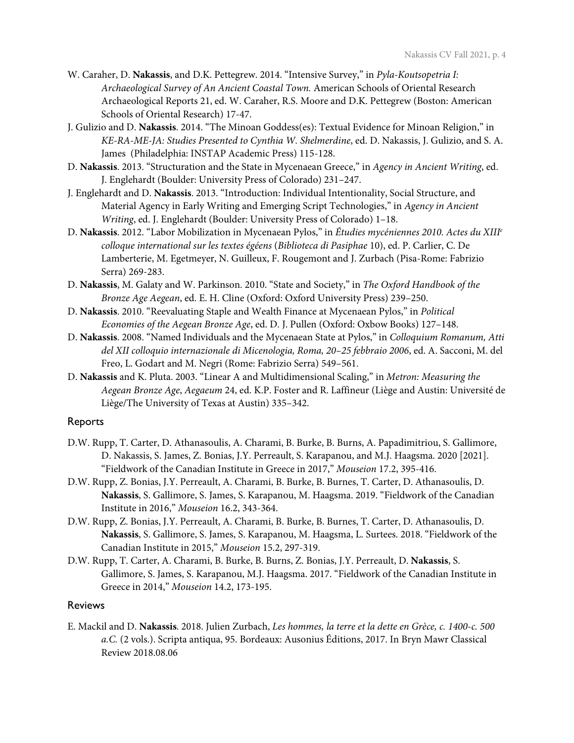W. Caraher, D. **Nakassis**, and D.K. Pettegrew. 2014. "Intensive Survey," in *Pyla-Koutsopetria I: Archaeological Survey of An Ancient Coastal Town.* American Schools of Oriental Research Archaeological Reports 21, ed. W. Caraher, R.S. Moore and D.K. Pettegrew (Boston: American Schools of Oriental Research) 17-47.

J. Gulizio and D. **Nakassis**. 2014. "The Minoan Goddess(es): Textual Evidence for Minoan Religion," in *KE-RA-ME-JA: Studies Presented to Cynthia W. Shelmerdine*, ed. D. Nakassis, J. Gulizio, and S. A. James (Philadelphia: INSTAP Academic Press) 115-128.

D. **Nakassis**. 2013. "Structuration and the State in Mycenaean Greece," in *Agency in Ancient Writing*, ed. J. Englehardt (Boulder: University Press of Colorado) 231–247.

J. Englehardt and D. **Nakassis**. 2013. "Introduction: Individual Intentionality, Social Structure, and Material Agency in Early Writing and Emerging Script Technologies," in *Agency in Ancient Writing*, ed. J. Englehardt (Boulder: University Press of Colorado) 1–18.

D. **Nakassis**. 2012. "Labor Mobilization in Mycenaean Pylos," in *Études mycéniennes 2010. Actes du XIIIe colloque international sur les textes égéens* (*Biblioteca di Pasiphae* 10), ed. P. Carlier, C. De Lamberterie, M. Egetmeyer, N. Guilleux, F. Rougemont and J. Zurbach (Pisa-Rome: Fabrizio Serra) 269-283.

D. **Nakassis**, M. Galaty and W. Parkinson. 2010. "State and Society," in *The Oxford Handbook of the Bronze Age Aegean*, ed. E. H. Cline (Oxford: Oxford University Press) 239–250.

D. **Nakassis**. 2010. "Reevaluating Staple and Wealth Finance at Mycenaean Pylos," in *Political Economies of the Aegean Bronze Age*, ed. D. J. Pullen (Oxford: Oxbow Books) 127–148.

D. **Nakassis**. 2008. "Named Individuals and the Mycenaean State at Pylos," in *Colloquium Romanum, Atti del XII colloquio internazionale di Micenologia, Roma, 20–25 febbraio 2006*, ed. A. Sacconi, M. del Freo, L. Godart and M. Negri (Rome: Fabrizio Serra) 549–561.

D. **Nakassis** and K. Pluta. 2003. "Linear A and Multidimensional Scaling," in *Metron: Measuring the Aegean Bronze Age*, *Aegaeum* 24, ed. K.P. Foster and R. Laffineur (Liège and Austin: Université de Liège/The University of Texas at Austin) 335–342.

## Reports

D.W. Rupp, T. Carter, D. Athanasoulis, A. Charami, B. Burke, B. Burns, A. Papadimitriou, S. Gallimore, D. Nakassis, S. James, Z. Bonias, J.Y. Perreault, S. Karapanou, and M.J. Haagsma. 2020 [2021]. "Fieldwork of the Canadian Institute in Greece in 2017," *Mouseion* 17.2, 395-416.

D.W. Rupp, Z. Bonias, J.Y. Perreault, A. Charami, B. Burke, B. Burnes, T. Carter, D. Athanasoulis, D. **Nakassis**, S. Gallimore, S. James, S. Karapanou, M. Haagsma. 2019. "Fieldwork of the Canadian Institute in 2016," *Mouseion* 16.2, 343-364.

D.W. Rupp, Z. Bonias, J.Y. Perreault, A. Charami, B. Burke, B. Burnes, T. Carter, D. Athanasoulis, D. **Nakassis**, S. Gallimore, S. James, S. Karapanou, M. Haagsma, L. Surtees. 2018. "Fieldwork of the Canadian Institute in 2015," *Mouseion* 15.2, 297-319.

D.W. Rupp, T. Carter, A. Charami, B. Burke, B. Burns, Z. Bonias, J.Y. Perreault, D. **Nakassis**, S. Gallimore, S. James, S. Karapanou, M.J. Haagsma. 2017. "Fieldwork of the Canadian Institute in Greece in 2014," *Mouseion* 14.2, 173-195.

## Reviews

E. Mackil and D. **Nakassis**. 2018. Julien Zurbach, *Les hommes, la terre et la dette en Grèce, c. 1400-c. 500 a.C.* (2 vols.). Scripta antiqua, 95. Bordeaux: Ausonius Éditions, 2017. In Bryn Mawr Classical Review 2018.08.06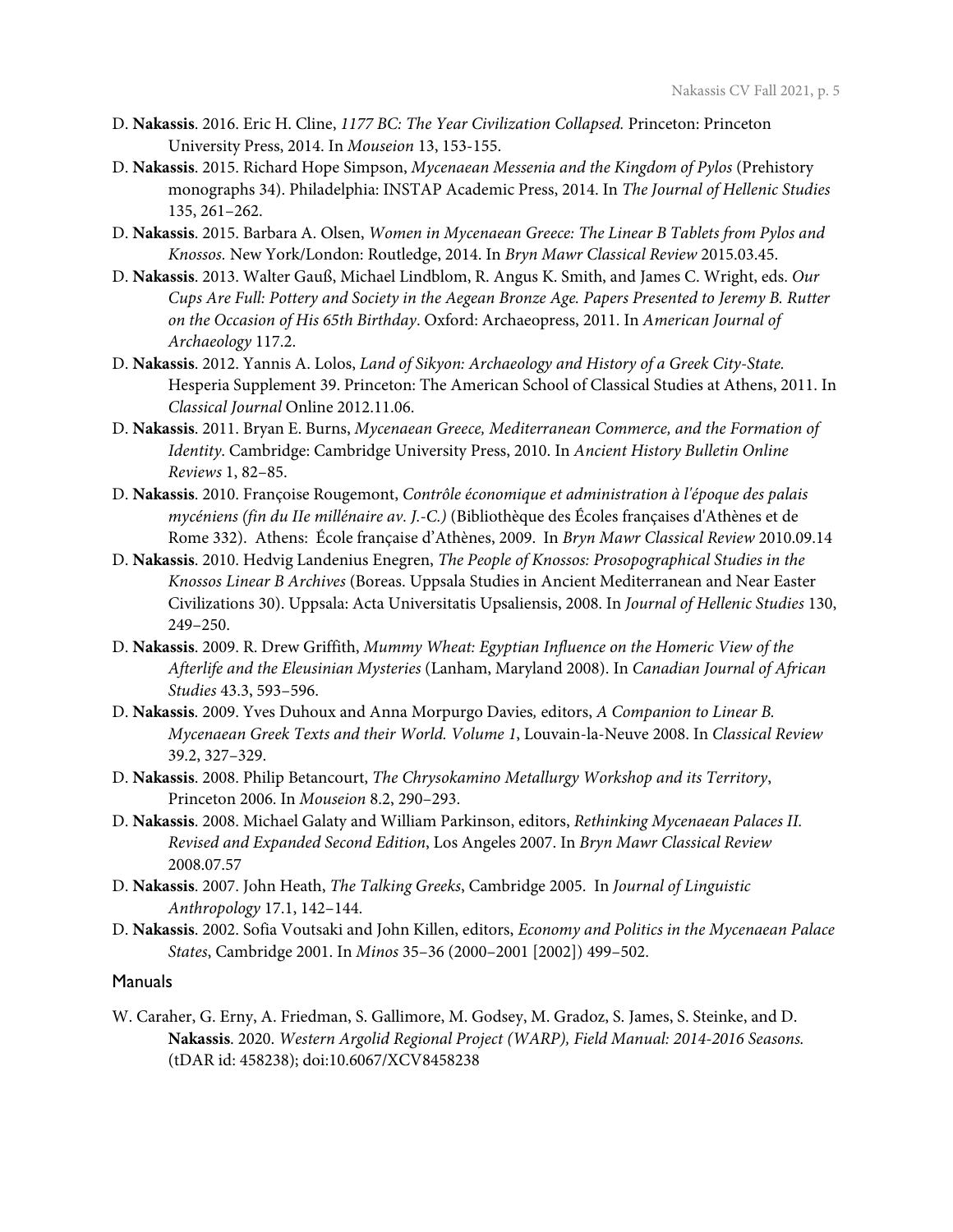D. **Nakassis**. 2016. Eric H. Cline, *1177 BC: The Year Civilization Collapsed.* Princeton: Princeton University Press, 2014. In *Mouseion* 13, 153-155.

D. **Nakassis**. 2015. Richard Hope Simpson, *Mycenaean Messenia and the Kingdom of Pylos* (Prehistory monographs 34). Philadelphia: INSTAP Academic Press, 2014. In *The Journal of Hellenic Studies* 135, 261–262.

D. **Nakassis**. 2015. Barbara A. Olsen, *Women in Mycenaean Greece: The Linear B Tablets from Pylos and Knossos.* New York/London: Routledge, 2014. In *Bryn Mawr Classical Review* 2015.03.45.

D. **Nakassis**. 2013. Walter Gauß, Michael Lindblom, R. Angus K. Smith, and James C. Wright, eds. *Our Cups Are Full: Pottery and Society in the Aegean Bronze Age. Papers Presented to Jeremy B. Rutter on the Occasion of His 65th Birthday*. Oxford: Archaeopress, 2011. In *American Journal of Archaeology* 117.2.

D. **Nakassis**. 2012. Yannis A. Lolos, *Land of Sikyon: Archaeology and History of a Greek City-State.* Hesperia Supplement 39. Princeton: The American School of Classical Studies at Athens, 2011. In *Classical Journal* Online 2012.11.06.

D. **Nakassis**. 2011. Bryan E. Burns, *Mycenaean Greece, Mediterranean Commerce, and the Formation of Identity*. Cambridge: Cambridge University Press, 2010. In *Ancient History Bulletin Online Reviews* 1, 82–85.

D. **Nakassis**. 2010. Françoise Rougemont, *Contrôle économique et administration à l'époque des palais mycéniens (fin du IIe millénaire av. J.-C.)* (Bibliothèque des Écoles françaises d'Athènes et de Rome 332). Athens: École française d'Athènes, 2009. In *Bryn Mawr Classical Review* 2010.09.14

D. **Nakassis**. 2010. Hedvig Landenius Enegren, *The People of Knossos: Prosopographical Studies in the Knossos Linear B Archives* (Boreas. Uppsala Studies in Ancient Mediterranean and Near Easter Civilizations 30). Uppsala: Acta Universitatis Upsaliensis, 2008. In *Journal of Hellenic Studies* 130, 249–250.

D. **Nakassis**. 2009. R. Drew Griffith, *Mummy Wheat: Egyptian Influence on the Homeric View of the Afterlife and the Eleusinian Mysteries* (Lanham, Maryland 2008). In *Canadian Journal of African Studies* 43.3, 593–596.

D. **Nakassis**. 2009. Yves Duhoux and Anna Morpurgo Davies*,* editors, *A Companion to Linear B. Mycenaean Greek Texts and their World. Volume 1*, Louvain-la-Neuve 2008. In *Classical Review* 39.2, 327–329.

D. **Nakassis**. 2008. Philip Betancourt, *The Chrysokamino Metallurgy Workshop and its Territory*, Princeton 2006. In *Mouseion* 8.2, 290–293.

D. **Nakassis**. 2008. Michael Galaty and William Parkinson, editors, *Rethinking Mycenaean Palaces II. Revised and Expanded Second Edition*, Los Angeles 2007. In *Bryn Mawr Classical Review* 2008.07.57

D. **Nakassis**. 2007. John Heath, *The Talking Greeks*, Cambridge 2005. In *Journal of Linguistic Anthropology* 17.1, 142–144.

D. **Nakassis**. 2002. Sofia Voutsaki and John Killen, editors, *Economy and Politics in the Mycenaean Palace States*, Cambridge 2001. In *Minos* 35–36 (2000–2001 [2002]) 499–502.

## Manuals

W. Caraher, G. Erny, A. Friedman, S. Gallimore, M. Godsey, M. Gradoz, S. James, S. Steinke, and D. **Nakassis**. 2020. *Western Argolid Regional Project (WARP), Field Manual: 2014-2016 Seasons.* (tDAR id: 458238); doi:10.6067/XCV8458238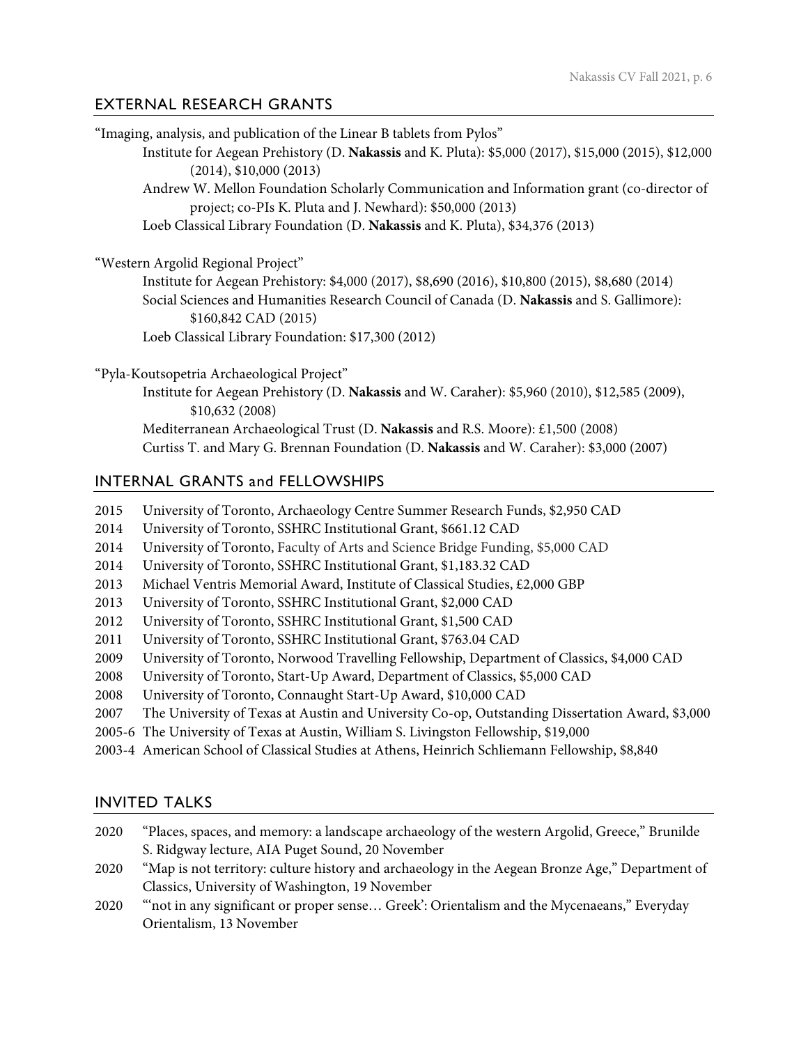## EXTERNAL RESEARCH GRANTS

"Imaging, analysis, and publication of the Linear B tablets from Pylos"

- Institute for Aegean Prehistory (D. **Nakassis** and K. Pluta): $5,000 (2017), $15,000 (2015), $12,000 (2014), $10,000 (2013)
- Andrew W. Mellon Foundation Scholarly Communication and Information grant (co-director of project; co-PIs K. Pluta and J. Newhard): $50,000 (2013)
- Loeb Classical Library Foundation (D. **Nakassis** and K. Pluta), $34,376 (2013)

"Western Argolid Regional Project"

- Institute for Aegean Prehistory: $4,000 (2017), $8,690 (2016), $10,800 (2015), $8,680 (2014)
- Social Sciences and Humanities Research Council of Canada (D. **Nakassis** and S. Gallimore): $160,842 CAD (2015)
- Loeb Classical Library Foundation: $17,300 (2012)

"Pyla-Koutsopetria Archaeological Project"

- Institute for Aegean Prehistory (D. **Nakassis** and W. Caraher): $5,960 (2010), $12,585 (2009), $10,632 (2008)
- Mediterranean Archaeological Trust (D. **Nakassis** and R.S. Moore): £1,500 (2008)
- Curtiss T. and Mary G. Brennan Foundation (D. **Nakassis** and W. Caraher): $3,000 (2007)

## INTERNAL GRANTS and FELLOWSHIPS

- 2015 University of Toronto, Archaeology Centre Summer Research Funds, $2,950 CAD
- 2014 University of Toronto, SSHRC Institutional Grant, $661.12 CAD
- 2014 University of Toronto, Faculty of Arts and Science Bridge Funding, $5,000 CAD
- 2014 University of Toronto, SSHRC Institutional Grant, $1,183.32 CAD
- 2013 Michael Ventris Memorial Award, Institute of Classical Studies, £2,000 GBP
- 2013 University of Toronto, SSHRC Institutional Grant, $2,000 CAD
- 2012 University of Toronto, SSHRC Institutional Grant, $1,500 CAD
- 2011 University of Toronto, SSHRC Institutional Grant, $763.04 CAD
- 2009 University of Toronto, Norwood Travelling Fellowship, Department of Classics, $4,000 CAD
- 2008 University of Toronto, Start-Up Award, Department of Classics, $5,000 CAD
- 2008 University of Toronto, Connaught Start-Up Award, $10,000 CAD
- 2007 The University of Texas at Austin and University Co-op, Outstanding Dissertation Award, $3,000
- 2005-6 The University of Texas at Austin, William S. Livingston Fellowship, $19,000
- 2003-4 American School of Classical Studies at Athens, Heinrich Schliemann Fellowship, $8,840

## INVITED TALKS

- 2020 "Places, spaces, and memory: a landscape archaeology of the western Argolid, Greece," Brunilde S. Ridgway lecture, AIA Puget Sound, 20 November
- 2020 "Map is not territory: culture history and archaeology in the Aegean Bronze Age," Department of Classics, University of Washington, 19 November
- 2020 "'not in any significant or proper sense… Greek': Orientalism and the Mycenaeans," Everyday Orientalism, 13 November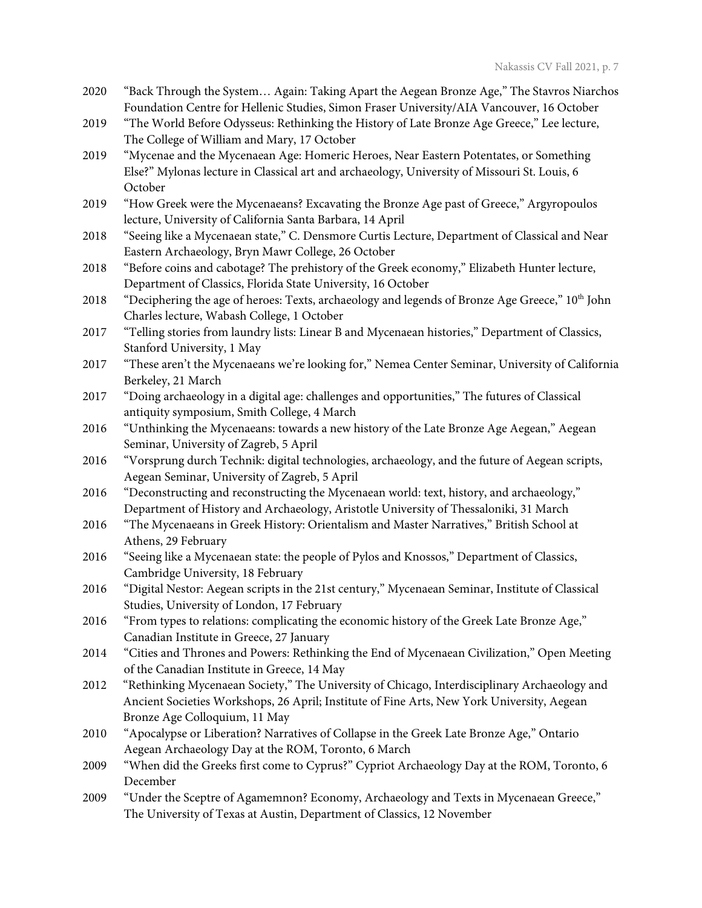2020 "Back Through the System… Again: Taking Apart the Aegean Bronze Age," The Stavros Niarchos Foundation Centre for Hellenic Studies, Simon Fraser University/AIA Vancouver, 16 October

2019 "The World Before Odysseus: Rethinking the History of Late Bronze Age Greece," Lee lecture, The College of William and Mary, 17 October

2019 "Mycenae and the Mycenaean Age: Homeric Heroes, Near Eastern Potentates, or Something Else?" Mylonas lecture in Classical art and archaeology, University of Missouri St. Louis, 6 October

2019 "How Greek were the Mycenaeans? Excavating the Bronze Age past of Greece," Argyropoulos lecture, University of California Santa Barbara, 14 April

2018 "Seeing like a Mycenaean state," C. Densmore Curtis Lecture, Department of Classical and Near Eastern Archaeology, Bryn Mawr College, 26 October

2018 "Before coins and cabotage? The prehistory of the Greek economy," Elizabeth Hunter lecture, Department of Classics, Florida State University, 16 October

2018 "Deciphering the age of heroes: Texts, archaeology and legends of Bronze Age Greece," 10th John Charles lecture, Wabash College, 1 October

2017 "Telling stories from laundry lists: Linear B and Mycenaean histories," Department of Classics, Stanford University, 1 May

2017 "These aren't the Mycenaeans we're looking for," Nemea Center Seminar, University of California Berkeley, 21 March

2017 "Doing archaeology in a digital age: challenges and opportunities," The futures of Classical antiquity symposium, Smith College, 4 March

2016 "Unthinking the Mycenaeans: towards a new history of the Late Bronze Age Aegean," Aegean Seminar, University of Zagreb, 5 April

2016 "Vorsprung durch Technik: digital technologies, archaeology, and the future of Aegean scripts, Aegean Seminar, University of Zagreb, 5 April

2016 "Deconstructing and reconstructing the Mycenaean world: text, history, and archaeology," Department of History and Archaeology, Aristotle University of Thessaloniki, 31 March

2016 "The Mycenaeans in Greek History: Orientalism and Master Narratives," British School at Athens, 29 February

2016 "Seeing like a Mycenaean state: the people of Pylos and Knossos," Department of Classics, Cambridge University, 18 February

2016 "Digital Nestor: Aegean scripts in the 21st century," Mycenaean Seminar, Institute of Classical Studies, University of London, 17 February

2016 "From types to relations: complicating the economic history of the Greek Late Bronze Age," Canadian Institute in Greece, 27 January

2014 "Cities and Thrones and Powers: Rethinking the End of Mycenaean Civilization," Open Meeting of the Canadian Institute in Greece, 14 May

2012 "Rethinking Mycenaean Society," The University of Chicago, Interdisciplinary Archaeology and Ancient Societies Workshops, 26 April; Institute of Fine Arts, New York University, Aegean Bronze Age Colloquium, 11 May

2010 "Apocalypse or Liberation? Narratives of Collapse in the Greek Late Bronze Age," Ontario Aegean Archaeology Day at the ROM, Toronto, 6 March

2009 "When did the Greeks first come to Cyprus?" Cypriot Archaeology Day at the ROM, Toronto, 6 December

2009 "Under the Sceptre of Agamemnon? Economy, Archaeology and Texts in Mycenaean Greece," The University of Texas at Austin, Department of Classics, 12 November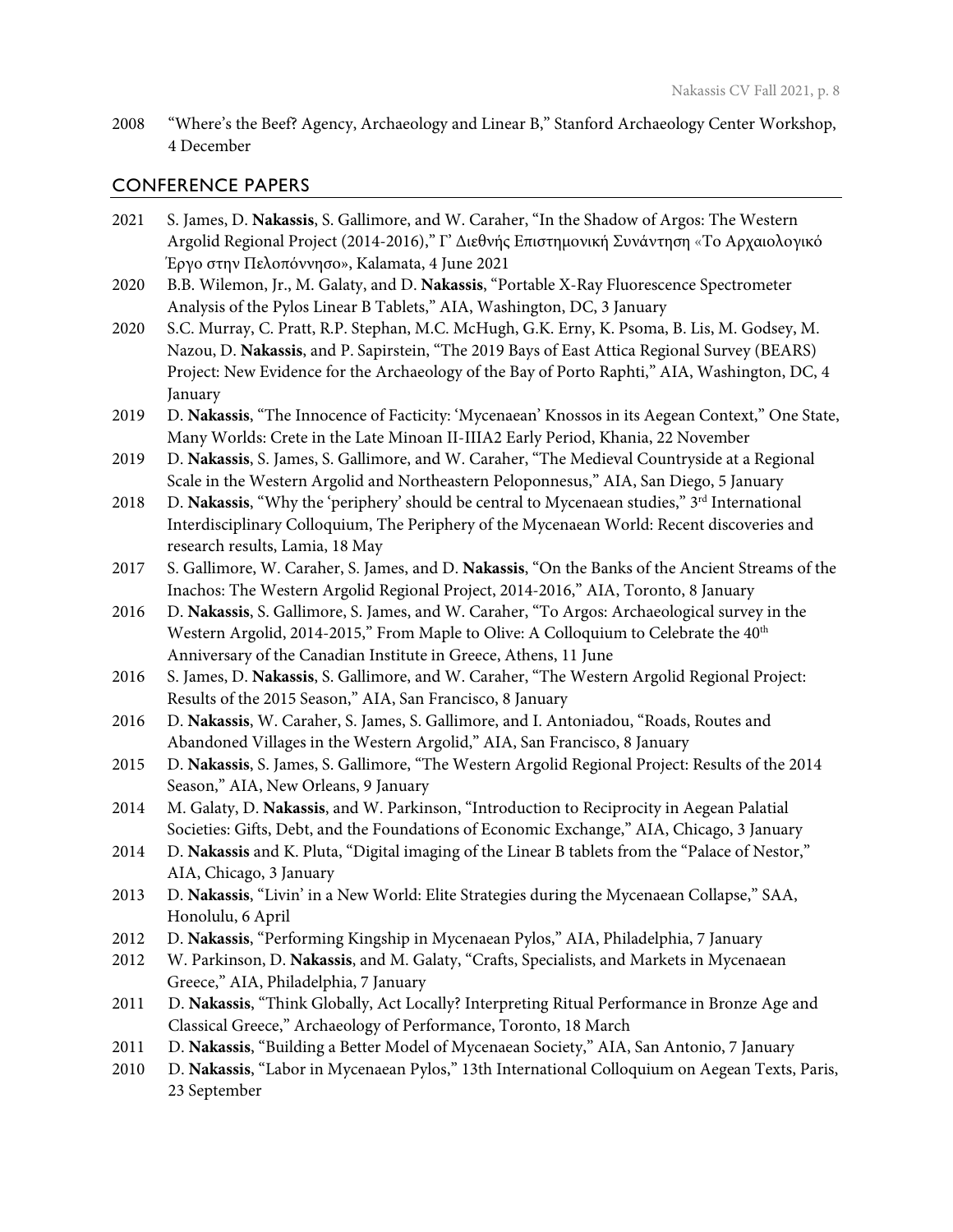2008 "Where's the Beef? Agency, Archaeology and Linear B," Stanford Archaeology Center Workshop, 4 December

## CONFERENCE PAPERS

2021 S. James, D. **Nakassis**, S. Gallimore, and W. Caraher, "In the Shadow of Argos: The Western Argolid Regional Project (2014-2016)," Γ' Διεθνής Επιστημονική Συνάντηση «Το Αρχαιολογικό Έργο στην Πελοπόννησο», Kalamata, 4 June 2021

2020 B.B. Wilemon, Jr., M. Galaty, and D. **Nakassis**, "Portable X-Ray Fluorescence Spectrometer Analysis of the Pylos Linear B Tablets," AIA, Washington, DC, 3 January

2020 S.C. Murray, C. Pratt, R.P. Stephan, M.C. McHugh, G.K. Erny, K. Psoma, B. Lis, M. Godsey, M. Nazou, D. **Nakassis**, and P. Sapirstein, "The 2019 Bays of East Attica Regional Survey (BEARS) Project: New Evidence for the Archaeology of the Bay of Porto Raphti," AIA, Washington, DC, 4 January

2019 D. **Nakassis**, "The Innocence of Facticity: 'Mycenaean' Knossos in its Aegean Context," One State, Many Worlds: Crete in the Late Minoan II-IIIA2 Early Period, Khania, 22 November

2019 D. **Nakassis**, S. James, S. Gallimore, and W. Caraher, "The Medieval Countryside at a Regional Scale in the Western Argolid and Northeastern Peloponnesus," AIA, San Diego, 5 January

2018 D. **Nakassis**, "Why the 'periphery' should be central to Mycenaean studies," 3rd International Interdisciplinary Colloquium, The Periphery of the Mycenaean World: Recent discoveries and research results, Lamia, 18 May

2017 S. Gallimore, W. Caraher, S. James, and D. **Nakassis**, "On the Banks of the Ancient Streams of the Inachos: The Western Argolid Regional Project, 2014-2016," AIA, Toronto, 8 January

2016 D. **Nakassis**, S. Gallimore, S. James, and W. Caraher, "To Argos: Archaeological survey in the Western Argolid, 2014-2015," From Maple to Olive: A Colloquium to Celebrate the 40th Anniversary of the Canadian Institute in Greece, Athens, 11 June

2016 S. James, D. **Nakassis**, S. Gallimore, and W. Caraher, "The Western Argolid Regional Project: Results of the 2015 Season," AIA, San Francisco, 8 January

2016 D. **Nakassis**, W. Caraher, S. James, S. Gallimore, and I. Antoniadou, "Roads, Routes and Abandoned Villages in the Western Argolid," AIA, San Francisco, 8 January

2015 D. **Nakassis**, S. James, S. Gallimore, "The Western Argolid Regional Project: Results of the 2014 Season," AIA, New Orleans, 9 January

2014 M. Galaty, D. **Nakassis**, and W. Parkinson, "Introduction to Reciprocity in Aegean Palatial Societies: Gifts, Debt, and the Foundations of Economic Exchange," AIA, Chicago, 3 January

2014 D. **Nakassis** and K. Pluta, "Digital imaging of the Linear B tablets from the "Palace of Nestor," AIA, Chicago, 3 January

2013 D. **Nakassis**, "Livin' in a New World: Elite Strategies during the Mycenaean Collapse," SAA, Honolulu, 6 April

2012 D. **Nakassis**, "Performing Kingship in Mycenaean Pylos," AIA, Philadelphia, 7 January

2012 W. Parkinson, D. **Nakassis**, and M. Galaty, "Crafts, Specialists, and Markets in Mycenaean Greece," AIA, Philadelphia, 7 January

2011 D. **Nakassis**, "Think Globally, Act Locally? Interpreting Ritual Performance in Bronze Age and Classical Greece," Archaeology of Performance, Toronto, 18 March

2011 D. **Nakassis**, "Building a Better Model of Mycenaean Society," AIA, San Antonio, 7 January

2010 D. **Nakassis**, "Labor in Mycenaean Pylos," 13th International Colloquium on Aegean Texts, Paris, 23 September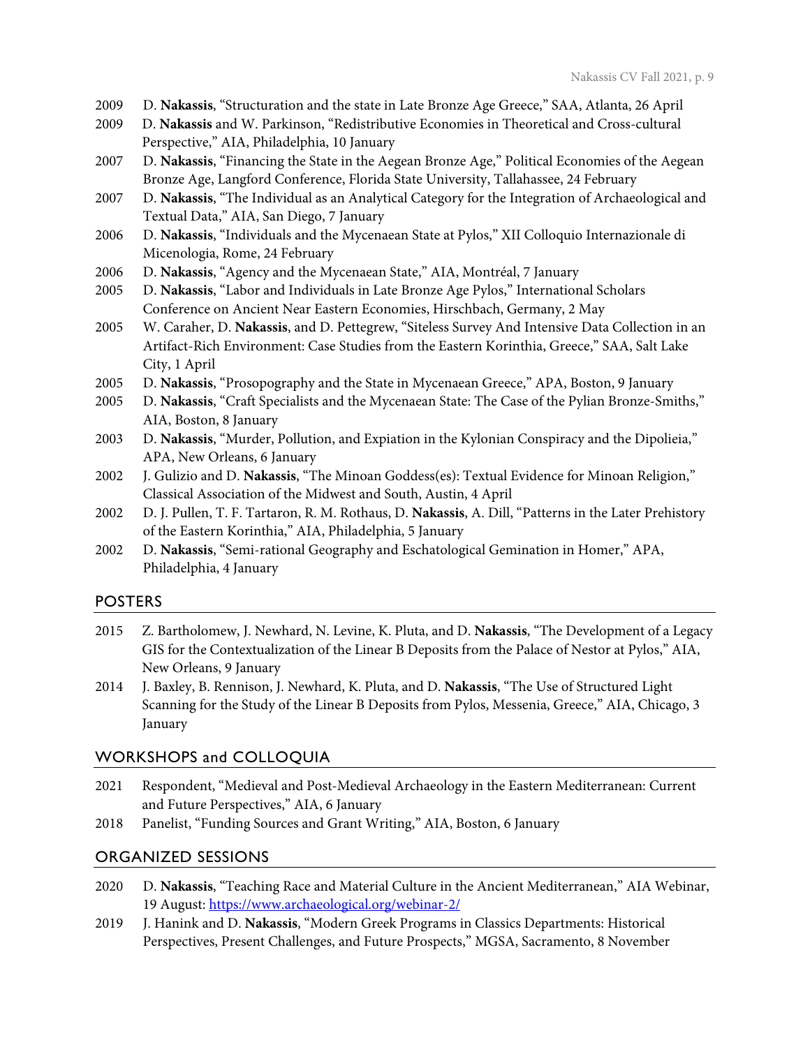2009 D. **Nakassis**, "Structuration and the state in Late Bronze Age Greece," SAA, Atlanta, 26 April

2009 D. **Nakassis** and W. Parkinson, "Redistributive Economies in Theoretical and Cross-cultural Perspective," AIA, Philadelphia, 10 January

2007 D. **Nakassis**, "Financing the State in the Aegean Bronze Age," Political Economies of the Aegean Bronze Age, Langford Conference, Florida State University, Tallahassee, 24 February

2007 D. **Nakassis**, "The Individual as an Analytical Category for the Integration of Archaeological and Textual Data," AIA, San Diego, 7 January

2006 D. **Nakassis**, "Individuals and the Mycenaean State at Pylos," XII Colloquio Internazionale di Micenologia, Rome, 24 February

2006 D. **Nakassis**, "Agency and the Mycenaean State," AIA, Montréal, 7 January

2005 D. **Nakassis**, "Labor and Individuals in Late Bronze Age Pylos," International Scholars Conference on Ancient Near Eastern Economies, Hirschbach, Germany, 2 May

2005 W. Caraher, D. **Nakassis**, and D. Pettegrew, "Siteless Survey And Intensive Data Collection in an Artifact-Rich Environment: Case Studies from the Eastern Korinthia, Greece," SAA, Salt Lake City, 1 April

2005 D. **Nakassis**, "Prosopography and the State in Mycenaean Greece," APA, Boston, 9 January

2005 D. **Nakassis**, "Craft Specialists and the Mycenaean State: The Case of the Pylian Bronze-Smiths," AIA, Boston, 8 January

2003 D. **Nakassis**, "Murder, Pollution, and Expiation in the Kylonian Conspiracy and the Dipolieia," APA, New Orleans, 6 January

2002 J. Gulizio and D. **Nakassis**, "The Minoan Goddess(es): Textual Evidence for Minoan Religion," Classical Association of the Midwest and South, Austin, 4 April

2002 D. J. Pullen, T. F. Tartaron, R. M. Rothaus, D. **Nakassis**, A. Dill, "Patterns in the Later Prehistory of the Eastern Korinthia," AIA, Philadelphia, 5 January

2002 D. **Nakassis**, "Semi-rational Geography and Eschatological Gemination in Homer," APA, Philadelphia, 4 January

## POSTERS

2015 Z. Bartholomew, J. Newhard, N. Levine, K. Pluta, and D. **Nakassis**, "The Development of a Legacy GIS for the Contextualization of the Linear B Deposits from the Palace of Nestor at Pylos," AIA, New Orleans, 9 January

2014 J. Baxley, B. Rennison, J. Newhard, K. Pluta, and D. **Nakassis**, "The Use of Structured Light Scanning for the Study of the Linear B Deposits from Pylos, Messenia, Greece," AIA, Chicago, 3 January

## WORKSHOPS and COLLOQUIA

2021 Respondent, "Medieval and Post-Medieval Archaeology in the Eastern Mediterranean: Current and Future Perspectives," AIA, 6 January

2018 Panelist, "Funding Sources and Grant Writing," AIA, Boston, 6 January

## ORGANIZED SESSIONS

2020 D. **Nakassis**, "Teaching Race and Material Culture in the Ancient Mediterranean," AIA Webinar, 19 August: https://www.archaeological.org/webinar-2/

2019 J. Hanink and D. **Nakassis**, "Modern Greek Programs in Classics Departments: Historical Perspectives, Present Challenges, and Future Prospects," MGSA, Sacramento, 8 November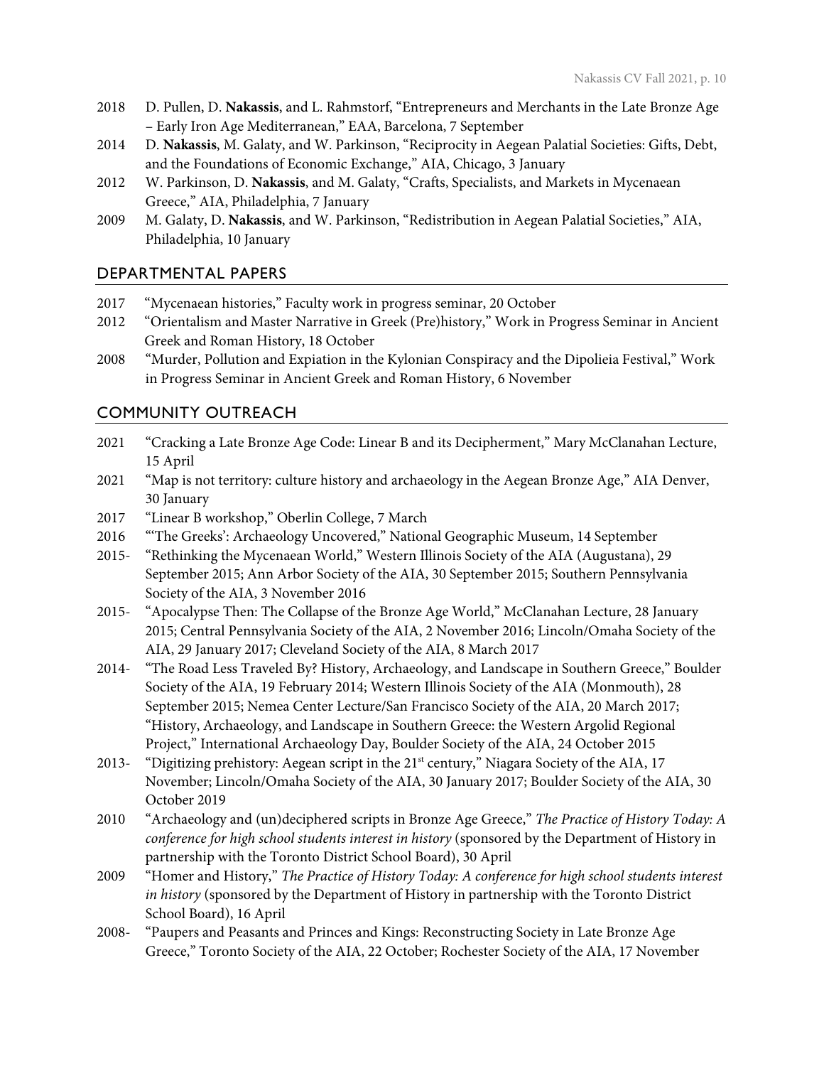- 2018 D. Pullen, D. **Nakassis**, and L. Rahmstorf, "Entrepreneurs and Merchants in the Late Bronze Age – Early Iron Age Mediterranean," EAA, Barcelona, 7 September
- 2014 D. **Nakassis**, M. Galaty, and W. Parkinson, "Reciprocity in Aegean Palatial Societies: Gifts, Debt, and the Foundations of Economic Exchange," AIA, Chicago, 3 January
- 2012 W. Parkinson, D. **Nakassis**, and M. Galaty, "Crafts, Specialists, and Markets in Mycenaean Greece," AIA, Philadelphia, 7 January
- 2009 M. Galaty, D. **Nakassis**, and W. Parkinson, "Redistribution in Aegean Palatial Societies," AIA, Philadelphia, 10 January

## DEPARTMENTAL PAPERS

- 2017 "Mycenaean histories," Faculty work in progress seminar, 20 October
- 2012 "Orientalism and Master Narrative in Greek (Pre)history," Work in Progress Seminar in Ancient Greek and Roman History, 18 October
- 2008 "Murder, Pollution and Expiation in the Kylonian Conspiracy and the Dipolieia Festival," Work in Progress Seminar in Ancient Greek and Roman History, 6 November

## COMMUNITY OUTREACH

- 2021 "Cracking a Late Bronze Age Code: Linear B and its Decipherment," Mary McClanahan Lecture, 15 April
- 2021 "Map is not territory: culture history and archaeology in the Aegean Bronze Age," AIA Denver, 30 January
- 2017 "Linear B workshop," Oberlin College, 7 March
- 2016 "'The Greeks': Archaeology Uncovered," National Geographic Museum, 14 September
- 2015- "Rethinking the Mycenaean World," Western Illinois Society of the AIA (Augustana), 29 September 2015; Ann Arbor Society of the AIA, 30 September 2015; Southern Pennsylvania Society of the AIA, 3 November 2016
- 2015- "Apocalypse Then: The Collapse of the Bronze Age World," McClanahan Lecture, 28 January 2015; Central Pennsylvania Society of the AIA, 2 November 2016; Lincoln/Omaha Society of the AIA, 29 January 2017; Cleveland Society of the AIA, 8 March 2017
- 2014- "The Road Less Traveled By? History, Archaeology, and Landscape in Southern Greece," Boulder Society of the AIA, 19 February 2014; Western Illinois Society of the AIA (Monmouth), 28 September 2015; Nemea Center Lecture/San Francisco Society of the AIA, 20 March 2017; "History, Archaeology, and Landscape in Southern Greece: the Western Argolid Regional Project," International Archaeology Day, Boulder Society of the AIA, 24 October 2015
- 2013- "Digitizing prehistory: Aegean script in the 21st century," Niagara Society of the AIA, 17 November; Lincoln/Omaha Society of the AIA, 30 January 2017; Boulder Society of the AIA, 30 October 2019
- 2010 "Archaeology and (un)deciphered scripts in Bronze Age Greece," *The Practice of History Today: A conference for high school students interest in history* (sponsored by the Department of History in partnership with the Toronto District School Board), 30 April
- 2009 "Homer and History," *The Practice of History Today: A conference for high school students interest in history* (sponsored by the Department of History in partnership with the Toronto District School Board), 16 April
- 2008- "Paupers and Peasants and Princes and Kings: Reconstructing Society in Late Bronze Age Greece," Toronto Society of the AIA, 22 October; Rochester Society of the AIA, 17 November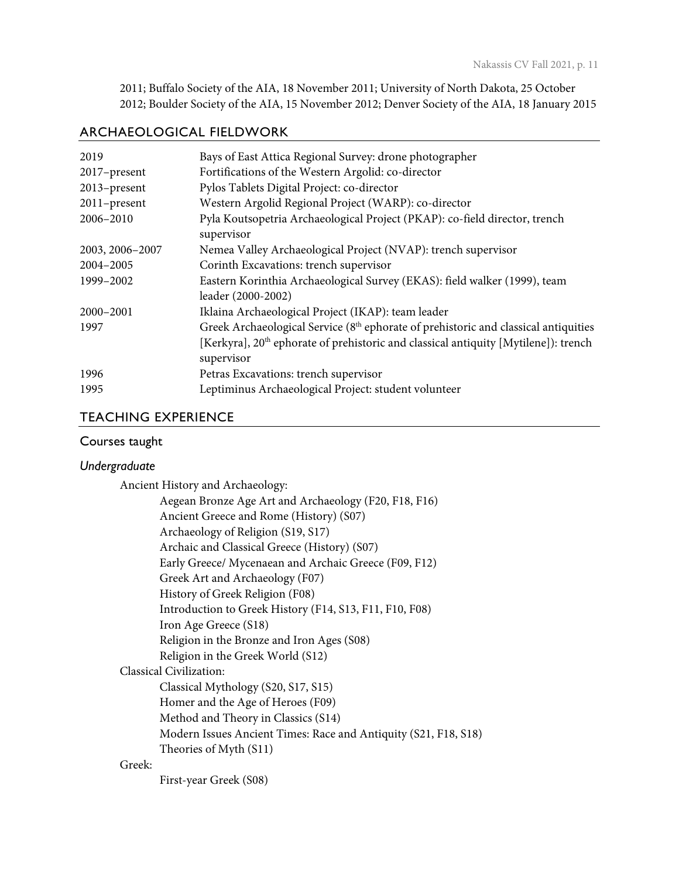2011; Buffalo Society of the AIA, 18 November 2011; University of North Dakota, 25 October 2012; Boulder Society of the AIA, 15 November 2012; Denver Society of the AIA, 18 January 2015

## ARCHAEOLOGICAL FIELDWORK

| | |
|---|---|
| 2019 | Bays of East Attica Regional Survey: drone photographer |
| 2017–present | Fortifications of the Western Argolid: co-director |
| 2013–present | Pylos Tablets Digital Project: co-director |
| 2011–present | Western Argolid Regional Project (WARP): co-director |
| 2006–2010 | Pyla Koutsopetria Archaeological Project (PKAP): co-field director, trench supervisor |
| 2003, 2006–2007 | Nemea Valley Archaeological Project (NVAP): trench supervisor |
| 2004–2005 | Corinth Excavations: trench supervisor |
| 1999–2002 | Eastern Korinthia Archaeological Survey (EKAS): field walker (1999), team leader (2000-2002) |
| 2000–2001 | Iklaina Archaeological Project (IKAP): team leader |
| 1997 | Greek Archaeological Service (8th ephorate of prehistoric and classical antiquities [Kerkyra], 20th ephorate of prehistoric and classical antiquity [Mytilene]): trench supervisor |
| 1996 | Petras Excavations: trench supervisor |
| 1995 | Leptiminus Archaeological Project: student volunteer |

## TEACHING EXPERIENCE

### Courses taught

#### *Undergraduate*

Ancient History and Archaeology:
- Aegean Bronze Age Art and Archaeology (F20, F18, F16)
- Ancient Greece and Rome (History) (S07)
- Archaeology of Religion (S19, S17)
- Archaic and Classical Greece (History) (S07)
- Early Greece/ Mycenaean and Archaic Greece (F09, F12)
- Greek Art and Archaeology (F07)
- History of Greek Religion (F08)
- Introduction to Greek History (F14, S13, F11, F10, F08)
- Iron Age Greece (S18)
- Religion in the Bronze and Iron Ages (S08)
- Religion in the Greek World (S12)

Classical Civilization:
- Classical Mythology (S20, S17, S15)
- Homer and the Age of Heroes (F09)
- Method and Theory in Classics (S14)
- Modern Issues Ancient Times: Race and Antiquity (S21, F18, S18)
- Theories of Myth (S11)

Greek:
- First-year Greek (S08)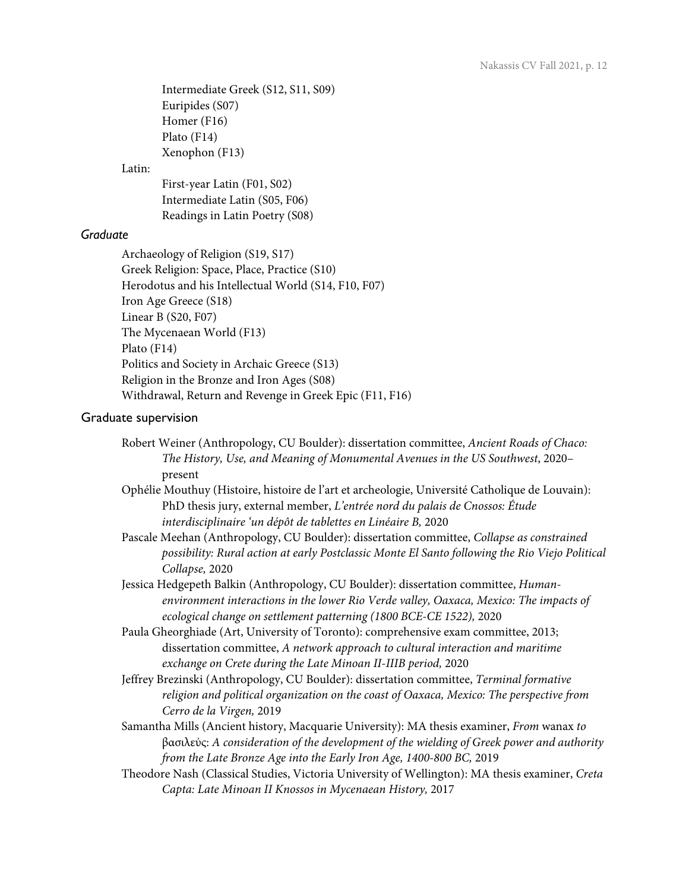Intermediate Greek (S12, S11, S09)
Euripides (S07)
Homer (F16)
Plato (F14)
Xenophon (F13)

Latin:

First-year Latin (F01, S02)
Intermediate Latin (S05, F06)
Readings in Latin Poetry (S08)

### *Graduate*

Archaeology of Religion (S19, S17)
Greek Religion: Space, Place, Practice (S10)
Herodotus and his Intellectual World (S14, F10, F07)
Iron Age Greece (S18)
Linear B (S20, F07)
The Mycenaean World (F13)
Plato (F14)
Politics and Society in Archaic Greece (S13)
Religion in the Bronze and Iron Ages (S08)
Withdrawal, Return and Revenge in Greek Epic (F11, F16)

## Graduate supervision

Robert Weiner (Anthropology, CU Boulder): dissertation committee, *Ancient Roads of Chaco: The History, Use, and Meaning of Monumental Avenues in the US Southwest*, 2020–present

Ophélie Mouthuy (Histoire, histoire de l'art et archeologie, Université Catholique de Louvain): PhD thesis jury, external member, *L'entrée nord du palais de Cnossos: Étude interdisciplinaire 'un dépôt de tablettes en Linéaire B,* 2020

Pascale Meehan (Anthropology, CU Boulder): dissertation committee, *Collapse as constrained possibility: Rural action at early Postclassic Monte El Santo following the Rio Viejo Political Collapse,* 2020

Jessica Hedgepeth Balkin (Anthropology, CU Boulder): dissertation committee, *Human-environment interactions in the lower Rio Verde valley, Oaxaca, Mexico: The impacts of ecological change on settlement patterning (1800 BCE-CE 1522),* 2020

Paula Gheorghiade (Art, University of Toronto): comprehensive exam committee, 2013; dissertation committee, *A network approach to cultural interaction and maritime exchange on Crete during the Late Minoan II-IIIB period,* 2020

Jeffrey Brezinski (Anthropology, CU Boulder): dissertation committee, *Terminal formative religion and political organization on the coast of Oaxaca, Mexico: The perspective from Cerro de la Virgen,* 2019

Samantha Mills (Ancient history, Macquarie University): MA thesis examiner, *From* wanax *to* βασιλεύς: *A consideration of the development of the wielding of Greek power and authority from the Late Bronze Age into the Early Iron Age, 1400-800 BC,* 2019

Theodore Nash (Classical Studies, Victoria University of Wellington): MA thesis examiner, *Creta Capta: Late Minoan II Knossos in Mycenaean History,* 2017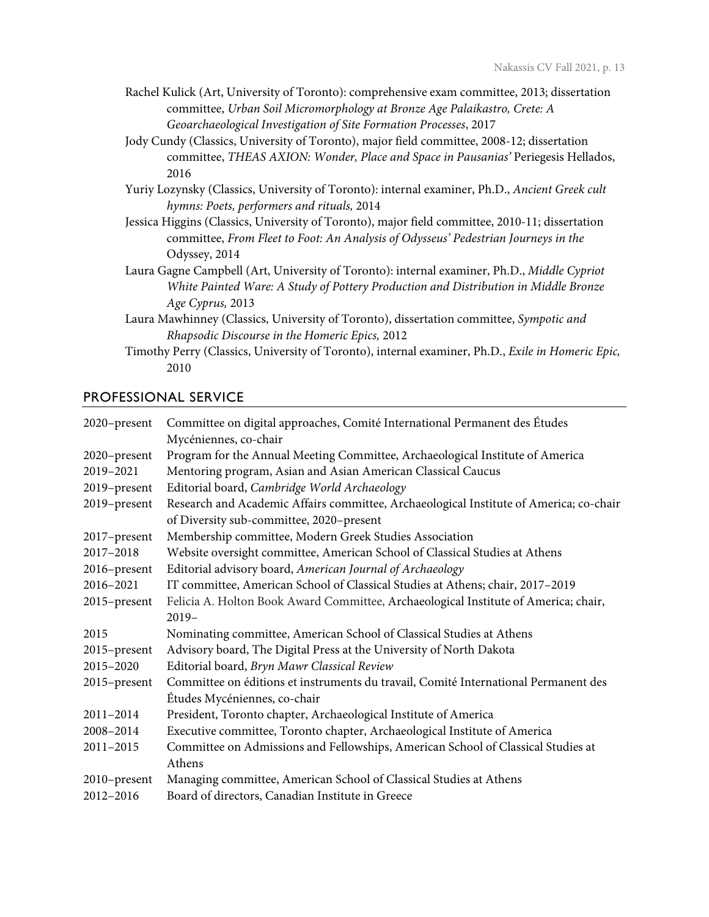Rachel Kulick (Art, University of Toronto): comprehensive exam committee, 2013; dissertation committee, *Urban Soil Micromorphology at Bronze Age Palaikastro, Crete: A Geoarchaeological Investigation of Site Formation Processes*, 2017

Jody Cundy (Classics, University of Toronto), major field committee, 2008-12; dissertation committee, *THEAS AXION: Wonder, Place and Space in Pausanias'* Periegesis Hellados, 2016

Yuriy Lozynsky (Classics, University of Toronto): internal examiner, Ph.D., *Ancient Greek cult hymns: Poets, performers and rituals,* 2014

Jessica Higgins (Classics, University of Toronto), major field committee, 2010-11; dissertation committee, *From Fleet to Foot: An Analysis of Odysseus' Pedestrian Journeys in the* Odyssey, 2014

Laura Gagne Campbell (Art, University of Toronto): internal examiner, Ph.D., *Middle Cypriot White Painted Ware: A Study of Pottery Production and Distribution in Middle Bronze Age Cyprus,* 2013

Laura Mawhinney (Classics, University of Toronto), dissertation committee, *Sympotic and Rhapsodic Discourse in the Homeric Epics,* 2012

Timothy Perry (Classics, University of Toronto), internal examiner, Ph.D., *Exile in Homeric Epic,* 2010

## PROFESSIONAL SERVICE

| | |
|---|---|
| 2020–present | Committee on digital approaches, Comité International Permanent des Études Mycéniennes, co-chair |
| 2020–present | Program for the Annual Meeting Committee, Archaeological Institute of America |
| 2019–2021 | Mentoring program, Asian and Asian American Classical Caucus |
| 2019–present | Editorial board, *Cambridge World Archaeology* |
| 2019–present | Research and Academic Affairs committee, Archaeological Institute of America; co-chair of Diversity sub-committee, 2020–present |
| 2017–present | Membership committee, Modern Greek Studies Association |
| 2017–2018 | Website oversight committee, American School of Classical Studies at Athens |
| 2016–present | Editorial advisory board, *American Journal of Archaeology* |
| 2016–2021 | IT committee, American School of Classical Studies at Athens; chair, 2017–2019 |
| 2015–present | Felicia A. Holton Book Award Committee, Archaeological Institute of America; chair, 2019– |
| 2015 | Nominating committee, American School of Classical Studies at Athens |
| 2015–present | Advisory board, The Digital Press at the University of North Dakota |
| 2015–2020 | Editorial board, *Bryn Mawr Classical Review* |
| 2015–present | Committee on éditions et instruments du travail, Comité International Permanent des Études Mycéniennes, co-chair |
| 2011–2014 | President, Toronto chapter, Archaeological Institute of America |
| 2008–2014 | Executive committee, Toronto chapter, Archaeological Institute of America |
| 2011–2015 | Committee on Admissions and Fellowships, American School of Classical Studies at Athens |
| 2010–present | Managing committee, American School of Classical Studies at Athens |
| 2012–2016 | Board of directors, Canadian Institute in Greece |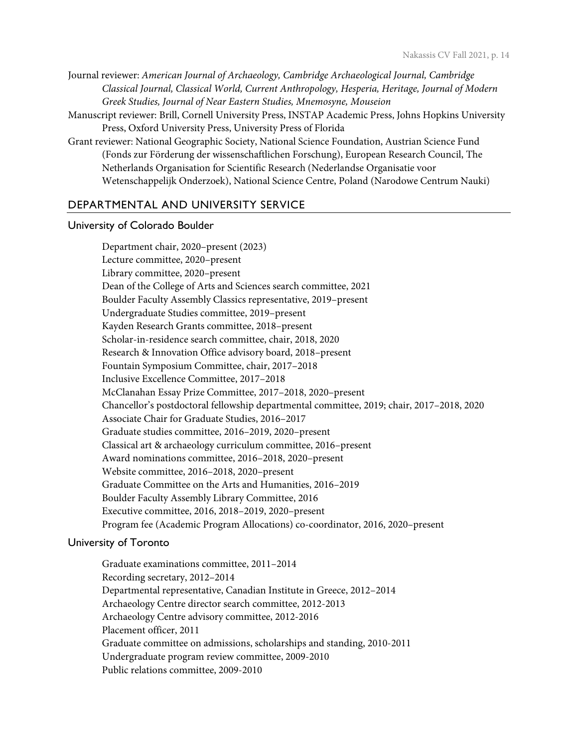Journal reviewer: *American Journal of Archaeology, Cambridge Archaeological Journal, Cambridge Classical Journal, Classical World, Current Anthropology, Hesperia, Heritage, Journal of Modern Greek Studies, Journal of Near Eastern Studies, Mnemosyne, Mouseion*

Manuscript reviewer: Brill, Cornell University Press, INSTAP Academic Press, Johns Hopkins University Press, Oxford University Press, University Press of Florida

Grant reviewer: National Geographic Society, National Science Foundation, Austrian Science Fund (Fonds zur Förderung der wissenschaftlichen Forschung), European Research Council, The Netherlands Organisation for Scientific Research (Nederlandse Organisatie voor Wetenschappelijk Onderzoek), National Science Centre, Poland (Narodowe Centrum Nauki)

## DEPARTMENTAL AND UNIVERSITY SERVICE

### University of Colorado Boulder

Department chair, 2020–present (2023)
Lecture committee, 2020–present
Library committee, 2020–present
Dean of the College of Arts and Sciences search committee, 2021
Boulder Faculty Assembly Classics representative, 2019–present
Undergraduate Studies committee, 2019–present
Kayden Research Grants committee, 2018–present
Scholar-in-residence search committee, chair, 2018, 2020
Research & Innovation Office advisory board, 2018–present
Fountain Symposium Committee, chair, 2017–2018
Inclusive Excellence Committee, 2017–2018
McClanahan Essay Prize Committee, 2017–2018, 2020–present
Chancellor's postdoctoral fellowship departmental committee, 2019; chair, 2017–2018, 2020
Associate Chair for Graduate Studies, 2016–2017
Graduate studies committee, 2016–2019, 2020–present
Classical art & archaeology curriculum committee, 2016–present
Award nominations committee, 2016–2018, 2020–present
Website committee, 2016–2018, 2020–present
Graduate Committee on the Arts and Humanities, 2016–2019
Boulder Faculty Assembly Library Committee, 2016
Executive committee, 2016, 2018–2019, 2020–present
Program fee (Academic Program Allocations) co-coordinator, 2016, 2020–present

### University of Toronto

Graduate examinations committee, 2011–2014
Recording secretary, 2012–2014
Departmental representative, Canadian Institute in Greece, 2012–2014
Archaeology Centre director search committee, 2012-2013
Archaeology Centre advisory committee, 2012-2016
Placement officer, 2011
Graduate committee on admissions, scholarships and standing, 2010-2011
Undergraduate program review committee, 2009-2010
Public relations committee, 2009-2010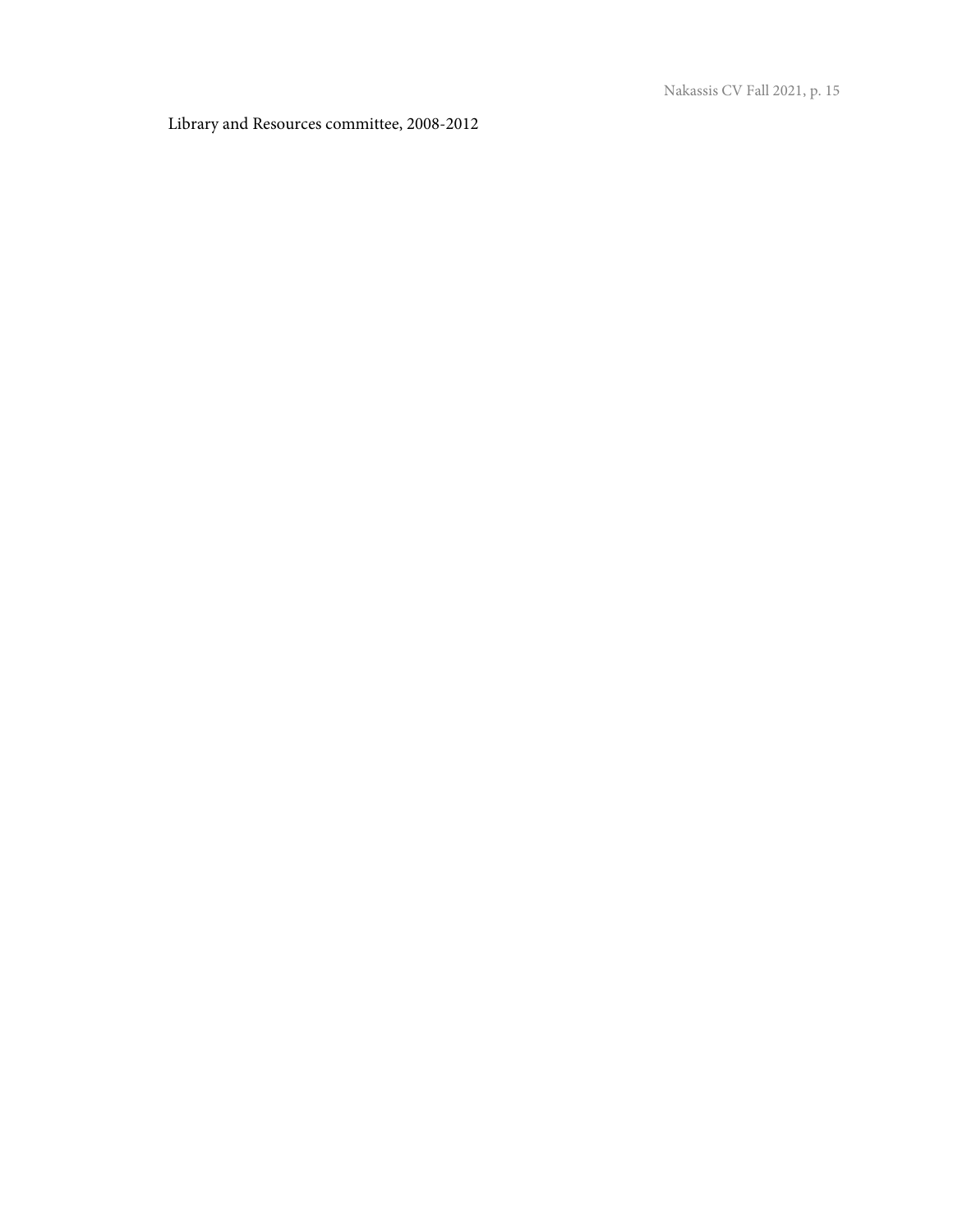Library and Resources committee, 2008-2012